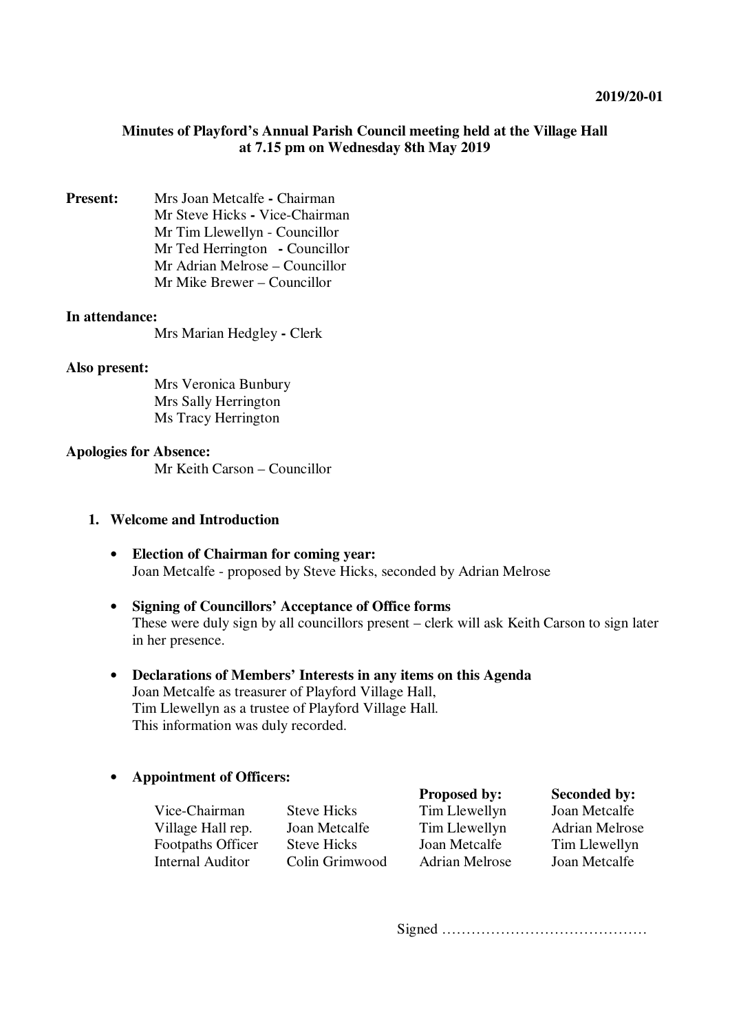**2019/20-01**

**Minutes of Playford's Annual Parish Council meeting held at the Village Hall at 7.15 pm on Wednesday 8th May 2019**

**Present:**
Mrs Joan Metcalfe **-** Chairman
Mr Steve Hicks **-** Vice-Chairman
Mr Tim Llewellyn - Councillor
Mr Ted Herrington **-** Councillor
Mr Adrian Melrose – Councillor
Mr Mike Brewer – Councillor

**In attendance:**
Mrs Marian Hedgley **-** Clerk

**Also present:**
Mrs Veronica Bunbury
Mrs Sally Herrington
Ms Tracy Herrington

**Apologies for Absence:**
Mr Keith Carson – Councillor

1. **Welcome and Introduction**

- **Election of Chairman for coming year:**
  Joan Metcalfe - proposed by Steve Hicks, seconded by Adrian Melrose

- **Signing of Councillors' Acceptance of Office forms**
  These were duly sign by all councillors present – clerk will ask Keith Carson to sign later in her presence.

- **Declarations of Members' Interests in any items on this Agenda**
  Joan Metcalfe as treasurer of Playford Village Hall,
  Tim Llewellyn as a trustee of Playford Village Hall.
  This information was duly recorded.

- **Appointment of Officers:**

| | | **Proposed by:** | **Seconded by:** |
|---|---|---|---|
| Vice-Chairman | Steve Hicks | Tim Llewellyn | Joan Metcalfe |
| Village Hall rep. | Joan Metcalfe | Tim Llewellyn | Adrian Melrose |
| Footpaths Officer | Steve Hicks | Joan Metcalfe | Tim Llewellyn |
| Internal Auditor | Colin Grimwood | Adrian Melrose | Joan Metcalfe |

Signed ……………………………………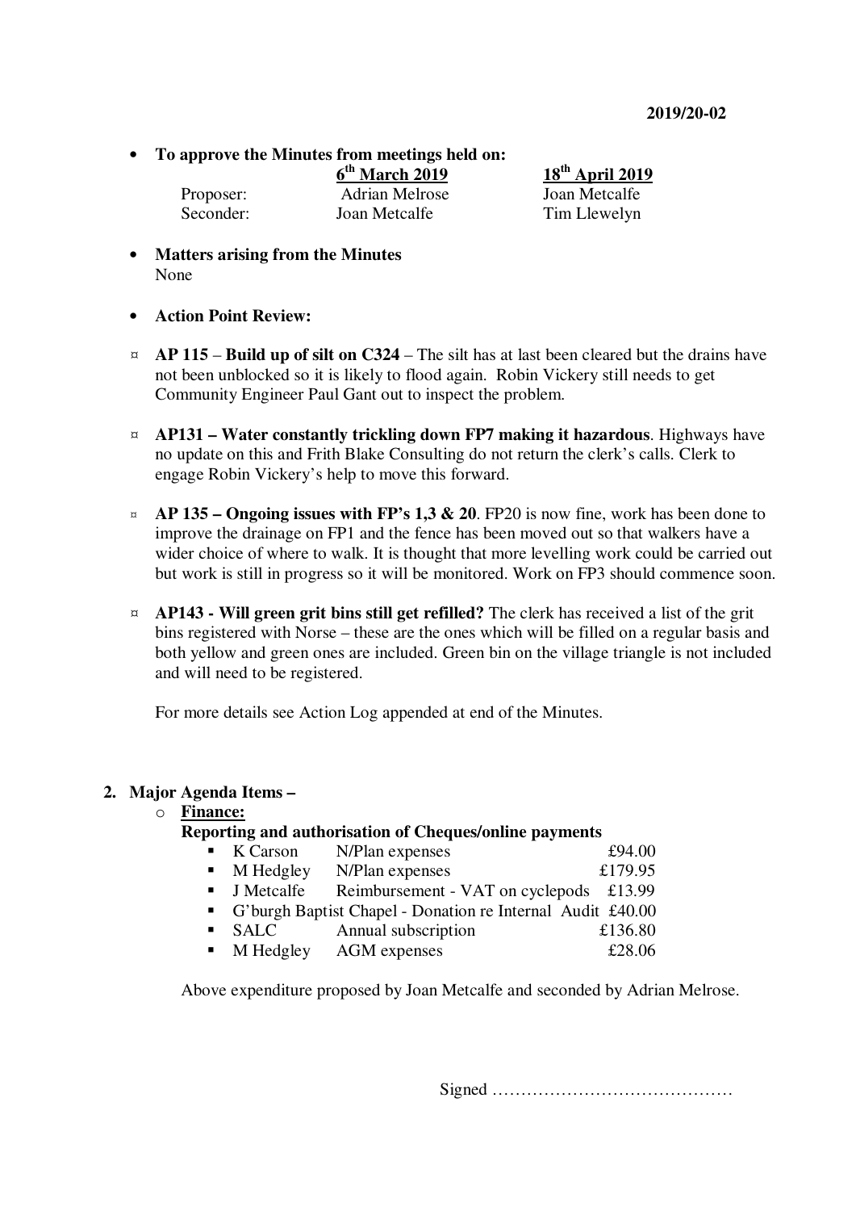2019/20-02

- **To approve the Minutes from meetings held on:**

| | 6th March 2019 | 18th April 2019 |
|---|---|---|
| Proposer: | Adrian Melrose | Joan Metcalfe |
| Seconder: | Joan Metcalfe | Tim Llewelyn |

- **Matters arising from the Minutes**
  None

- **Action Point Review:**

¤ **AP 115** – **Build up of silt on C324** – The silt has at last been cleared but the drains have not been unblocked so it is likely to flood again. Robin Vickery still needs to get Community Engineer Paul Gant out to inspect the problem.

¤ **AP131 – Water constantly trickling down FP7 making it hazardous**. Highways have no update on this and Frith Blake Consulting do not return the clerk's calls. Clerk to engage Robin Vickery's help to move this forward.

¤ **AP 135 – Ongoing issues with FP's 1,3 & 20**. FP20 is now fine, work has been done to improve the drainage on FP1 and the fence has been moved out so that walkers have a wider choice of where to walk. It is thought that more levelling work could be carried out but work is still in progress so it will be monitored. Work on FP3 should commence soon.

¤ **AP143 - Will green grit bins still get refilled?** The clerk has received a list of the grit bins registered with Norse – these are the ones which will be filled on a regular basis and both yellow and green ones are included. Green bin on the village triangle is not included and will need to be registered.

For more details see Action Log appended at end of the Minutes.

## 2. Major Agenda Items –

- **Finance:**

**Reporting and authorisation of Cheques/online payments**

| | | |
|---|---|---|
| K Carson | N/Plan expenses | £94.00 |
| M Hedgley | N/Plan expenses | £179.95 |
| J Metcalfe | Reimbursement - VAT on cyclepods | £13.99 |
| G'burgh Baptist Chapel - Donation re Internal Audit | | £40.00 |
| SALC | Annual subscription | £136.80 |
| M Hedgley | AGM expenses | £28.06 |

Above expenditure proposed by Joan Metcalfe and seconded by Adrian Melrose.

Signed ……………………………………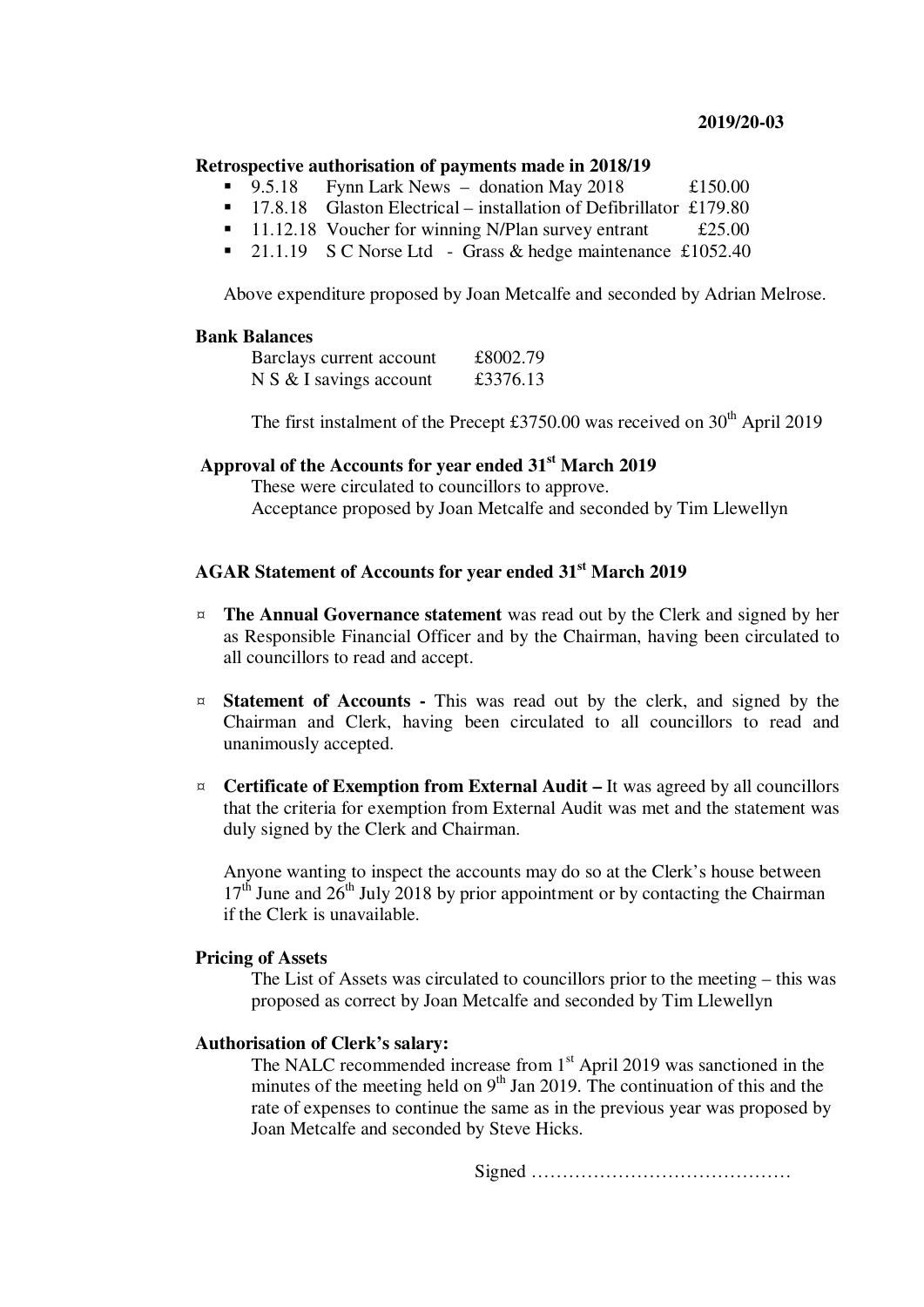2019/20-03

**Retrospective authorisation of payments made in 2018/19**

- 9.5.18 Fynn Lark News – donation May 2018 £150.00
- 17.8.18 Glaston Electrical – installation of Defibrillator £179.80
- 11.12.18 Voucher for winning N/Plan survey entrant £25.00
- 21.1.19 S C Norse Ltd - Grass & hedge maintenance £1052.40

Above expenditure proposed by Joan Metcalfe and seconded by Adrian Melrose.

**Bank Balances**

| | |
|---|---|
| Barclays current account | £8002.79 |
| N S & I savings account | £3376.13 |

The first instalment of the Precept £3750.00 was received on 30th April 2019

**Approval of the Accounts for year ended 31st March 2019**

These were circulated to councillors to approve.
Acceptance proposed by Joan Metcalfe and seconded by Tim Llewellyn

**AGAR Statement of Accounts for year ended 31st March 2019**

¤ **The Annual Governance statement** was read out by the Clerk and signed by her as Responsible Financial Officer and by the Chairman, having been circulated to all councillors to read and accept.

¤ **Statement of Accounts -** This was read out by the clerk, and signed by the Chairman and Clerk, having been circulated to all councillors to read and unanimously accepted.

¤ **Certificate of Exemption from External Audit –** It was agreed by all councillors that the criteria for exemption from External Audit was met and the statement was duly signed by the Clerk and Chairman.

Anyone wanting to inspect the accounts may do so at the Clerk's house between 17th June and 26th July 2018 by prior appointment or by contacting the Chairman if the Clerk is unavailable.

**Pricing of Assets**

The List of Assets was circulated to councillors prior to the meeting – this was proposed as correct by Joan Metcalfe and seconded by Tim Llewellyn

**Authorisation of Clerk's salary:**

The NALC recommended increase from 1st April 2019 was sanctioned in the minutes of the meeting held on 9th Jan 2019. The continuation of this and the rate of expenses to continue the same as in the previous year was proposed by Joan Metcalfe and seconded by Steve Hicks.

Signed ……………………………………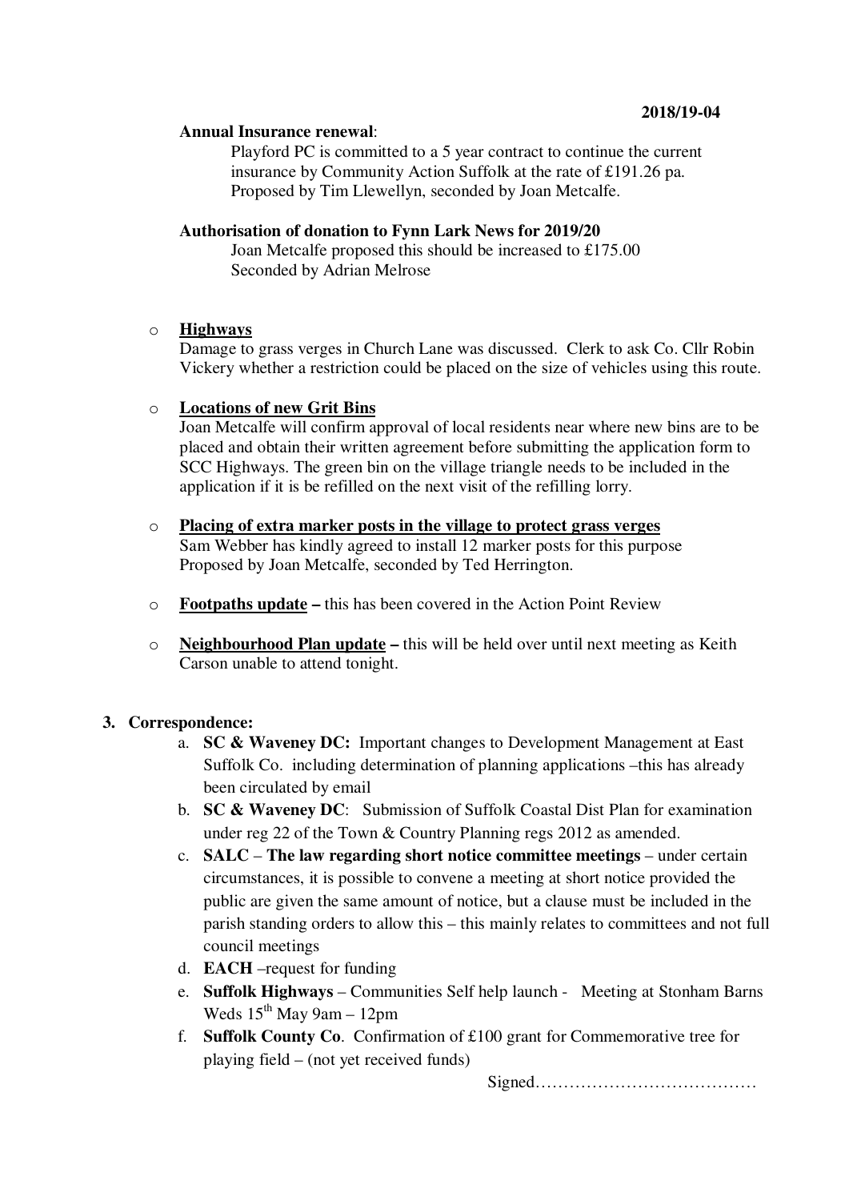**2018/19-04**

**Annual Insurance renewal**:

Playford PC is committed to a 5 year contract to continue the current insurance by Community Action Suffolk at the rate of £191.26 pa. Proposed by Tim Llewellyn, seconded by Joan Metcalfe.

**Authorisation of donation to Fynn Lark News for 2019/20**

Joan Metcalfe proposed this should be increased to £175.00
Seconded by Adrian Melrose

- **<u>Highways</u>**
  Damage to grass verges in Church Lane was discussed. Clerk to ask Co. Cllr Robin Vickery whether a restriction could be placed on the size of vehicles using this route.

- **<u>Locations of new Grit Bins</u>**
  Joan Metcalfe will confirm approval of local residents near where new bins are to be placed and obtain their written agreement before submitting the application form to SCC Highways. The green bin on the village triangle needs to be included in the application if it is be refilled on the next visit of the refilling lorry.

- **<u>Placing of extra marker posts in the village to protect grass verges</u>**
  Sam Webber has kindly agreed to install 12 marker posts for this purpose
  Proposed by Joan Metcalfe, seconded by Ted Herrington.

- **<u>Footpaths update</u> –** this has been covered in the Action Point Review

- **<u>Neighbourhood Plan update</u> –** this will be held over until next meeting as Keith Carson unable to attend tonight.

**3. Correspondence:**

a. **SC & Waveney DC:** Important changes to Development Management at East Suffolk Co. including determination of planning applications –this has already been circulated by email
b. **SC & Waveney DC**: Submission of Suffolk Coastal Dist Plan for examination under reg 22 of the Town & Country Planning regs 2012 as amended.
c. **SALC** – **The law regarding short notice committee meetings** – under certain circumstances, it is possible to convene a meeting at short notice provided the public are given the same amount of notice, but a clause must be included in the parish standing orders to allow this – this mainly relates to committees and not full council meetings
d. **EACH** –request for funding
e. **Suffolk Highways** – Communities Self help launch - Meeting at Stonham Barns Weds 15th May 9am – 12pm
f. **Suffolk County Co**. Confirmation of £100 grant for Commemorative tree for playing field – (not yet received funds)

Signed…………………………………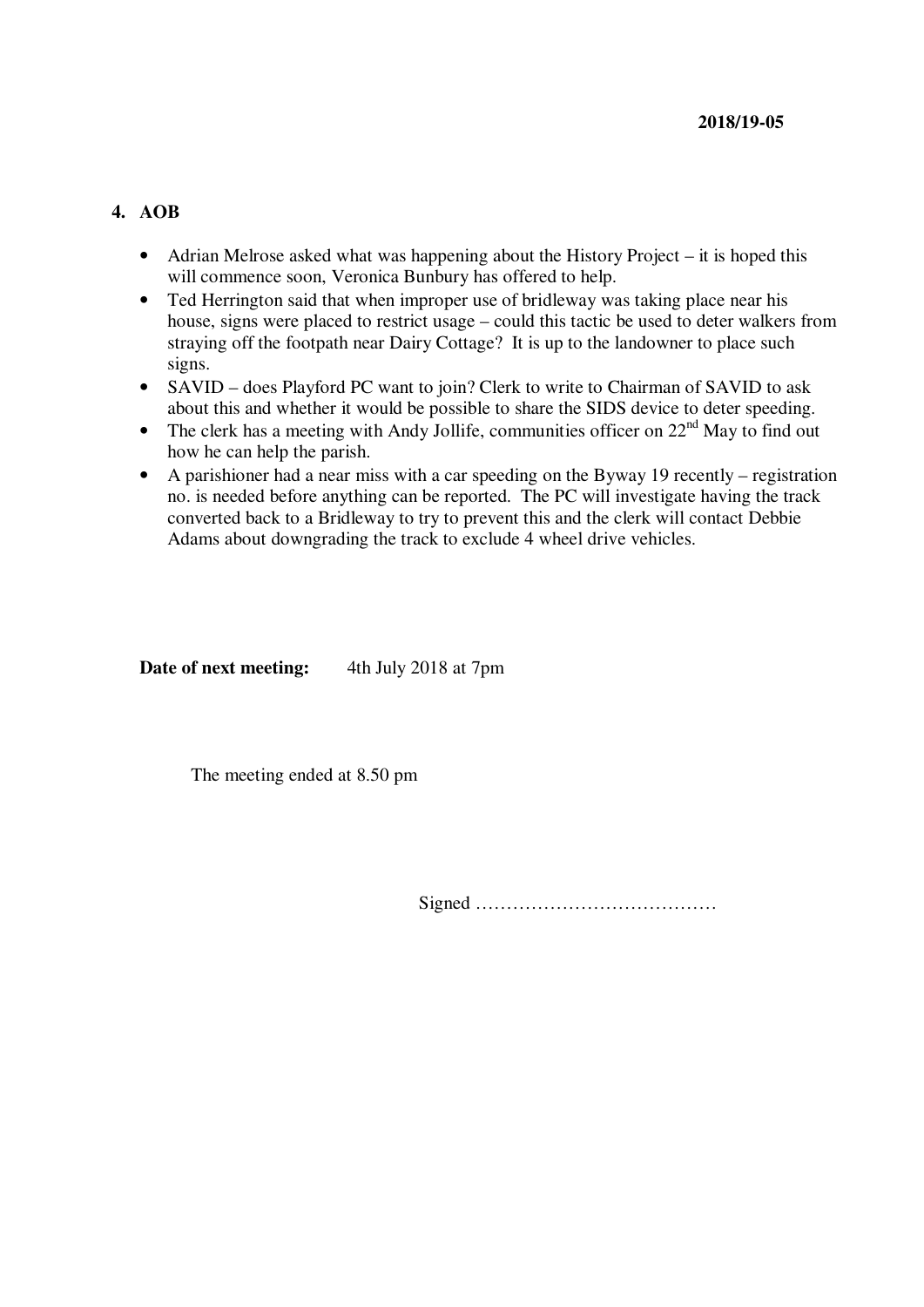2018/19-05

## 4. AOB

- Adrian Melrose asked what was happening about the History Project – it is hoped this will commence soon, Veronica Bunbury has offered to help.
- Ted Herrington said that when improper use of bridleway was taking place near his house, signs were placed to restrict usage – could this tactic be used to deter walkers from straying off the footpath near Dairy Cottage? It is up to the landowner to place such signs.
- SAVID – does Playford PC want to join? Clerk to write to Chairman of SAVID to ask about this and whether it would be possible to share the SIDS device to deter speeding.
- The clerk has a meeting with Andy Jollife, communities officer on 22nd May to find out how he can help the parish.
- A parishioner had a near miss with a car speeding on the Byway 19 recently – registration no. is needed before anything can be reported. The PC will investigate having the track converted back to a Bridleway to try to prevent this and the clerk will contact Debbie Adams about downgrading the track to exclude 4 wheel drive vehicles.

**Date of next meeting:** 4th July 2018 at 7pm

The meeting ended at 8.50 pm

Signed …………………………………